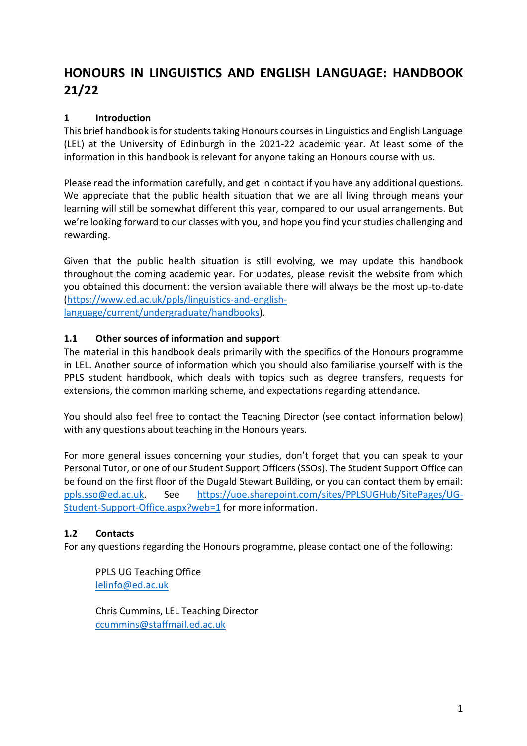# HONOURS IN LINGUISTICS AND ENGLISH LANGUAGE: HANDBOOK 21/22

## 1 Introduction

This brief handbook is for students taking Honours courses in Linguistics and English Language (LEL) at the University of Edinburgh in the 2021-22 academic year. At least some of the information in this handbook is relevant for anyone taking an Honours course with us.

Please read the information carefully, and get in contact if you have any additional questions. We appreciate that the public health situation that we are all living through means your learning will still be somewhat different this year, compared to our usual arrangements. But we're looking forward to our classes with you, and hope you find your studies challenging and rewarding.

Given that the public health situation is still evolving, we may update this handbook throughout the coming academic year. For updates, please revisit the website from which you obtained this document: the version available there will always be the most up-to-date (https://www.ed.ac.uk/ppls/linguistics-and-english-language/current/undergraduate/handbooks).

### 1.1 Other sources of information and support

The material in this handbook deals primarily with the specifics of the Honours programme in LEL. Another source of information which you should also familiarise yourself with is the PPLS student handbook, which deals with topics such as degree transfers, requests for extensions, the common marking scheme, and expectations regarding attendance.

You should also feel free to contact the Teaching Director (see contact information below) with any questions about teaching in the Honours years.

For more general issues concerning your studies, don't forget that you can speak to your Personal Tutor, or one of our Student Support Officers (SSOs). The Student Support Office can be found on the first floor of the Dugald Stewart Building, or you can contact them by email: ppls.sso@ed.ac.uk. See https://uoe.sharepoint.com/sites/PPLSUGHub/SitePages/UG-Student-Support-Office.aspx?web=1 for more information.

### 1.2 Contacts

For any questions regarding the Honours programme, please contact one of the following:

PPLS UG Teaching Office
lelinfo@ed.ac.uk

Chris Cummins, LEL Teaching Director
ccummins@staffmail.ed.ac.uk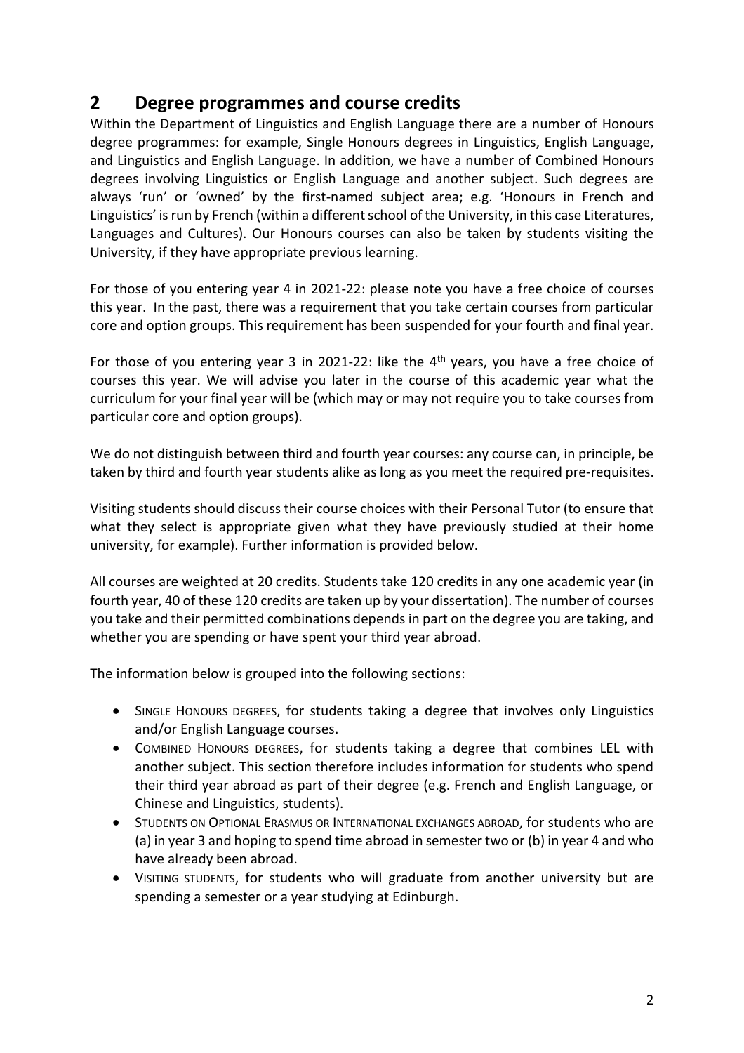## 2 Degree programmes and course credits

Within the Department of Linguistics and English Language there are a number of Honours degree programmes: for example, Single Honours degrees in Linguistics, English Language, and Linguistics and English Language. In addition, we have a number of Combined Honours degrees involving Linguistics or English Language and another subject. Such degrees are always 'run' or 'owned' by the first-named subject area; e.g. 'Honours in French and Linguistics' is run by French (within a different school of the University, in this case Literatures, Languages and Cultures). Our Honours courses can also be taken by students visiting the University, if they have appropriate previous learning.

For those of you entering year 4 in 2021-22: please note you have a free choice of courses this year. In the past, there was a requirement that you take certain courses from particular core and option groups. This requirement has been suspended for your fourth and final year.

For those of you entering year 3 in 2021-22: like the 4th years, you have a free choice of courses this year. We will advise you later in the course of this academic year what the curriculum for your final year will be (which may or may not require you to take courses from particular core and option groups).

We do not distinguish between third and fourth year courses: any course can, in principle, be taken by third and fourth year students alike as long as you meet the required pre-requisites.

Visiting students should discuss their course choices with their Personal Tutor (to ensure that what they select is appropriate given what they have previously studied at their home university, for example). Further information is provided below.

All courses are weighted at 20 credits. Students take 120 credits in any one academic year (in fourth year, 40 of these 120 credits are taken up by your dissertation). The number of courses you take and their permitted combinations depends in part on the degree you are taking, and whether you are spending or have spent your third year abroad.

The information below is grouped into the following sections:

- SINGLE HONOURS DEGREES, for students taking a degree that involves only Linguistics and/or English Language courses.
- COMBINED HONOURS DEGREES, for students taking a degree that combines LEL with another subject. This section therefore includes information for students who spend their third year abroad as part of their degree (e.g. French and English Language, or Chinese and Linguistics, students).
- STUDENTS ON OPTIONAL ERASMUS OR INTERNATIONAL EXCHANGES ABROAD, for students who are (a) in year 3 and hoping to spend time abroad in semester two or (b) in year 4 and who have already been abroad.
- VISITING STUDENTS, for students who will graduate from another university but are spending a semester or a year studying at Edinburgh.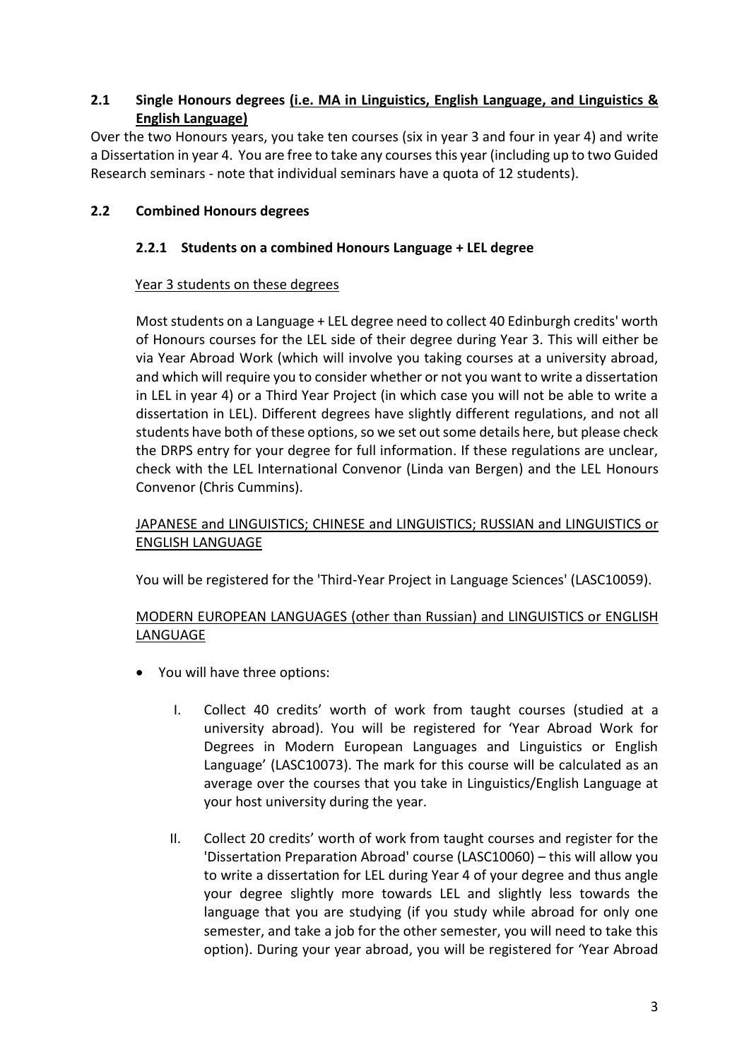## 2.1 Single Honours degrees (i.e. MA in Linguistics, English Language, and Linguistics & English Language)

Over the two Honours years, you take ten courses (six in year 3 and four in year 4) and write a Dissertation in year 4. You are free to take any courses this year (including up to two Guided Research seminars - note that individual seminars have a quota of 12 students).

## 2.2 Combined Honours degrees

### 2.2.1 Students on a combined Honours Language + LEL degree

Year 3 students on these degrees

Most students on a Language + LEL degree need to collect 40 Edinburgh credits' worth of Honours courses for the LEL side of their degree during Year 3. This will either be via Year Abroad Work (which will involve you taking courses at a university abroad, and which will require you to consider whether or not you want to write a dissertation in LEL in year 4) or a Third Year Project (in which case you will not be able to write a dissertation in LEL). Different degrees have slightly different regulations, and not all students have both of these options, so we set out some details here, but please check the DRPS entry for your degree for full information. If these regulations are unclear, check with the LEL International Convenor (Linda van Bergen) and the LEL Honours Convenor (Chris Cummins).

JAPANESE and LINGUISTICS; CHINESE and LINGUISTICS; RUSSIAN and LINGUISTICS or ENGLISH LANGUAGE

You will be registered for the 'Third-Year Project in Language Sciences' (LASC10059).

MODERN EUROPEAN LANGUAGES (other than Russian) and LINGUISTICS or ENGLISH LANGUAGE

- You will have three options:
    I. Collect 40 credits' worth of work from taught courses (studied at a university abroad). You will be registered for 'Year Abroad Work for Degrees in Modern European Languages and Linguistics or English Language' (LASC10073). The mark for this course will be calculated as an average over the courses that you take in Linguistics/English Language at your host university during the year.
    II. Collect 20 credits' worth of work from taught courses and register for the 'Dissertation Preparation Abroad' course (LASC10060) – this will allow you to write a dissertation for LEL during Year 4 of your degree and thus angle your degree slightly more towards LEL and slightly less towards the language that you are studying (if you study while abroad for only one semester, and take a job for the other semester, you will need to take this option). During your year abroad, you will be registered for 'Year Abroad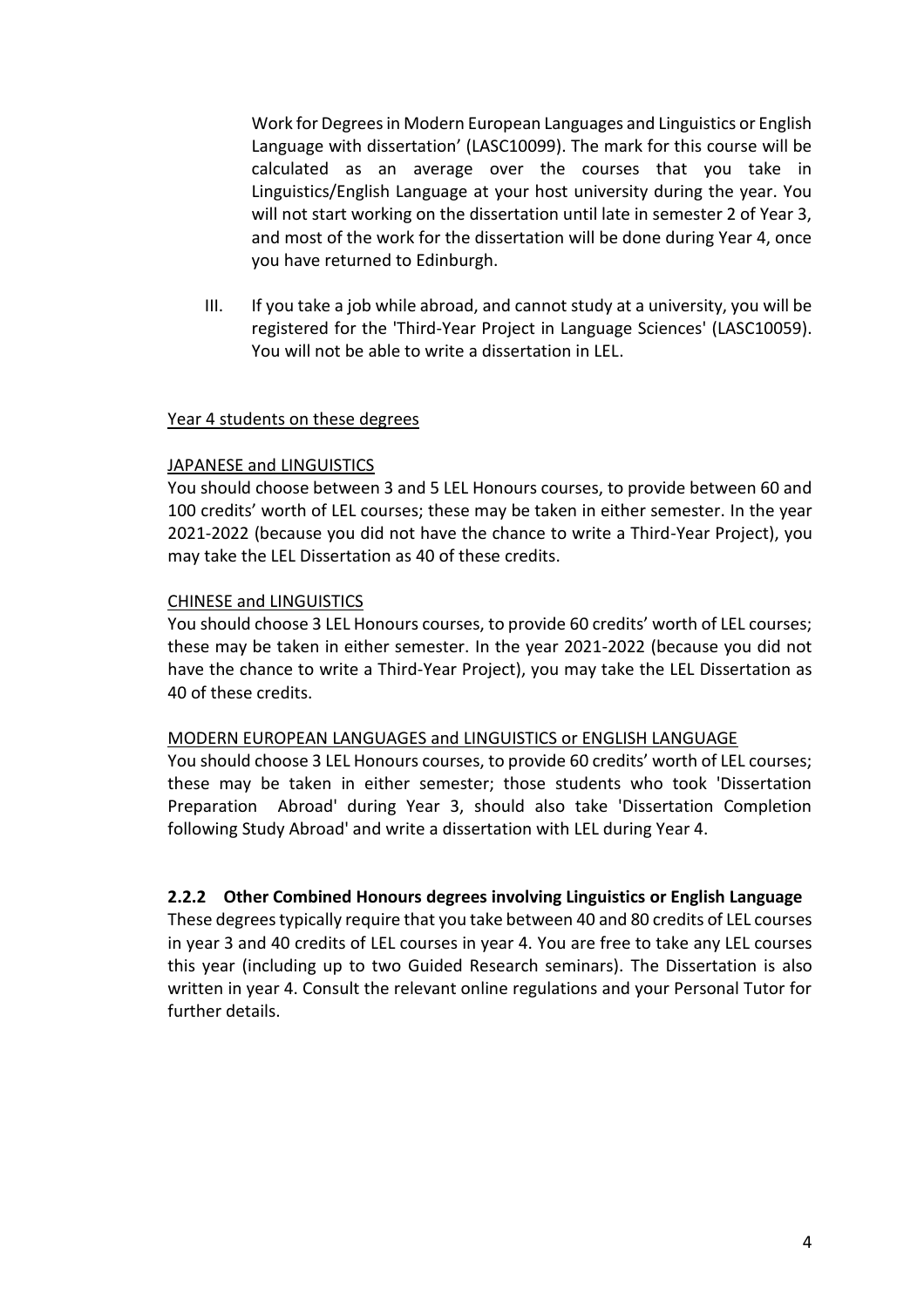Work for Degrees in Modern European Languages and Linguistics or English Language with dissertation' (LASC10099). The mark for this course will be calculated as an average over the courses that you take in Linguistics/English Language at your host university during the year. You will not start working on the dissertation until late in semester 2 of Year 3, and most of the work for the dissertation will be done during Year 4, once you have returned to Edinburgh.

III. If you take a job while abroad, and cannot study at a university, you will be registered for the 'Third-Year Project in Language Sciences' (LASC10059). You will not be able to write a dissertation in LEL.

<u>Year 4 students on these degrees</u>

<u>JAPANESE and LINGUISTICS</u>

You should choose between 3 and 5 LEL Honours courses, to provide between 60 and 100 credits' worth of LEL courses; these may be taken in either semester. In the year 2021-2022 (because you did not have the chance to write a Third-Year Project), you may take the LEL Dissertation as 40 of these credits.

<u>CHINESE and LINGUISTICS</u>

You should choose 3 LEL Honours courses, to provide 60 credits' worth of LEL courses; these may be taken in either semester. In the year 2021-2022 (because you did not have the chance to write a Third-Year Project), you may take the LEL Dissertation as 40 of these credits.

<u>MODERN EUROPEAN LANGUAGES and LINGUISTICS or ENGLISH LANGUAGE</u>

You should choose 3 LEL Honours courses, to provide 60 credits' worth of LEL courses; these may be taken in either semester; those students who took 'Dissertation Preparation Abroad' during Year 3, should also take 'Dissertation Completion following Study Abroad' and write a dissertation with LEL during Year 4.

### 2.2.2 Other Combined Honours degrees involving Linguistics or English Language

These degrees typically require that you take between 40 and 80 credits of LEL courses in year 3 and 40 credits of LEL courses in year 4. You are free to take any LEL courses this year (including up to two Guided Research seminars). The Dissertation is also written in year 4. Consult the relevant online regulations and your Personal Tutor for further details.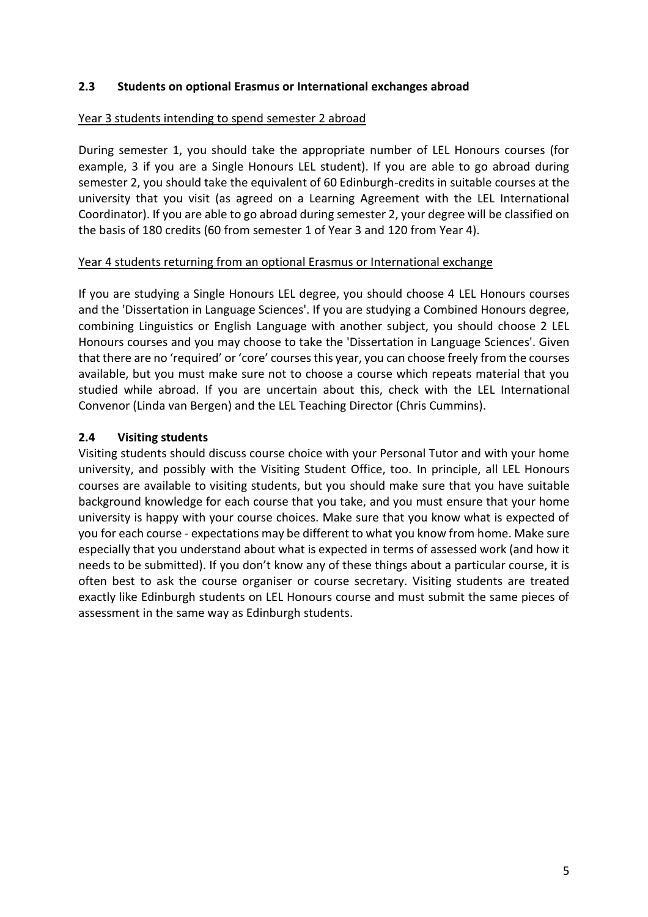## 2.3 Students on optional Erasmus or International exchanges abroad

Year 3 students intending to spend semester 2 abroad

During semester 1, you should take the appropriate number of LEL Honours courses (for example, 3 if you are a Single Honours LEL student). If you are able to go abroad during semester 2, you should take the equivalent of 60 Edinburgh-credits in suitable courses at the university that you visit (as agreed on a Learning Agreement with the LEL International Coordinator). If you are able to go abroad during semester 2, your degree will be classified on the basis of 180 credits (60 from semester 1 of Year 3 and 120 from Year 4).

Year 4 students returning from an optional Erasmus or International exchange

If you are studying a Single Honours LEL degree, you should choose 4 LEL Honours courses and the 'Dissertation in Language Sciences'. If you are studying a Combined Honours degree, combining Linguistics or English Language with another subject, you should choose 2 LEL Honours courses and you may choose to take the 'Dissertation in Language Sciences'. Given that there are no 'required' or 'core' courses this year, you can choose freely from the courses available, but you must make sure not to choose a course which repeats material that you studied while abroad. If you are uncertain about this, check with the LEL International Convenor (Linda van Bergen) and the LEL Teaching Director (Chris Cummins).

## 2.4 Visiting students

Visiting students should discuss course choice with your Personal Tutor and with your home university, and possibly with the Visiting Student Office, too. In principle, all LEL Honours courses are available to visiting students, but you should make sure that you have suitable background knowledge for each course that you take, and you must ensure that your home university is happy with your course choices. Make sure that you know what is expected of you for each course - expectations may be different to what you know from home. Make sure especially that you understand about what is expected in terms of assessed work (and how it needs to be submitted). If you don't know any of these things about a particular course, it is often best to ask the course organiser or course secretary. Visiting students are treated exactly like Edinburgh students on LEL Honours course and must submit the same pieces of assessment in the same way as Edinburgh students.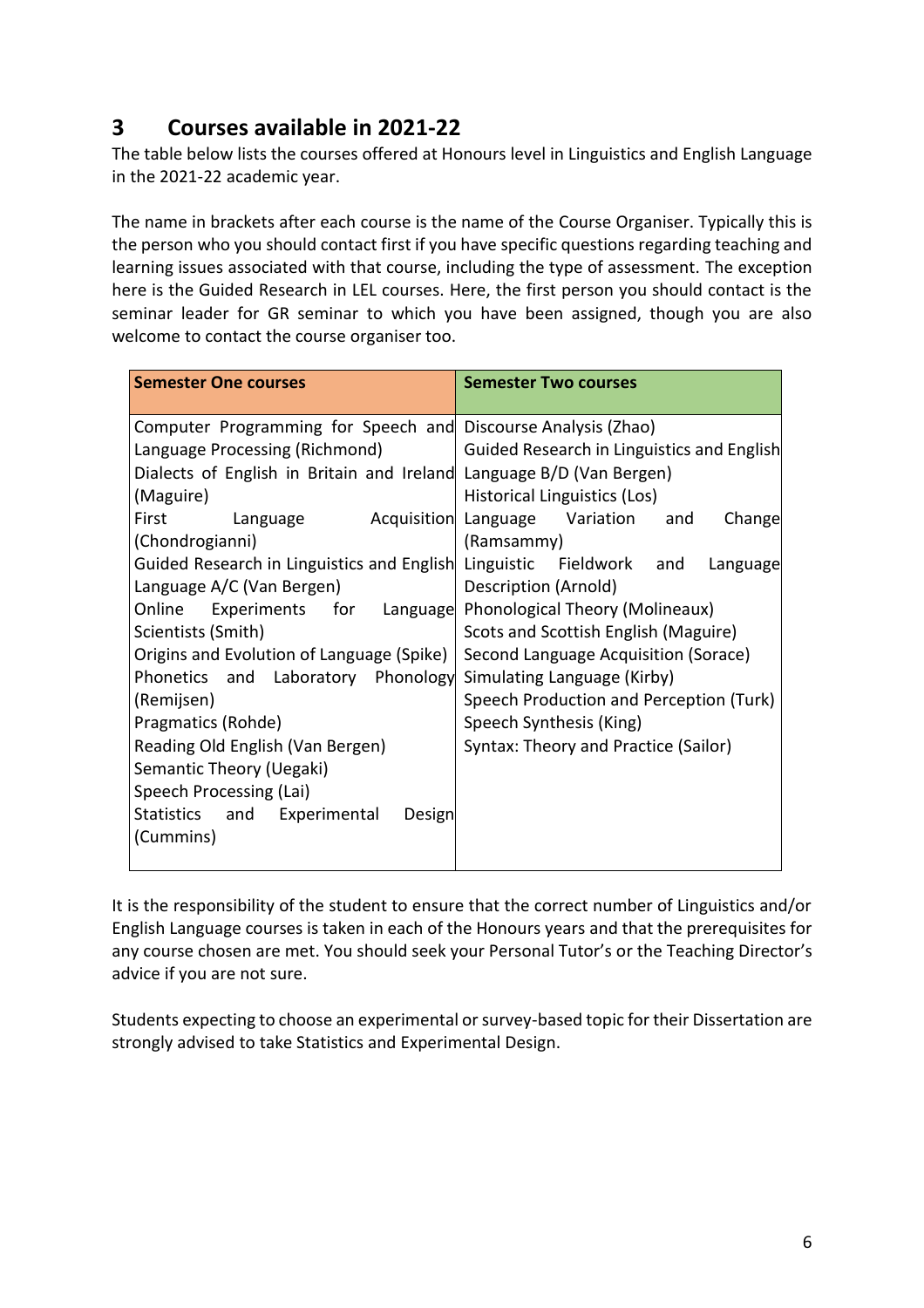## 3 Courses available in 2021-22

The table below lists the courses offered at Honours level in Linguistics and English Language in the 2021-22 academic year.

The name in brackets after each course is the name of the Course Organiser. Typically this is the person who you should contact first if you have specific questions regarding teaching and learning issues associated with that course, including the type of assessment. The exception here is the Guided Research in LEL courses. Here, the first person you should contact is the seminar leader for GR seminar to which you have been assigned, though you are also welcome to contact the course organiser too.

| Semester One courses | Semester Two courses |
|---|---|
| Computer Programming for Speech and Language Processing (Richmond) | Discourse Analysis (Zhao) |
| Dialects of English in Britain and Ireland (Maguire) | Guided Research in Linguistics and English Language B/D (Van Bergen) |
| First Language Acquisition (Chondrogianni) | Historical Linguistics (Los) |
| Guided Research in Linguistics and English Language A/C (Van Bergen) | Language Variation and Change (Ramsammy) |
| Online Experiments for Language Scientists (Smith) | Linguistic Fieldwork and Language Description (Arnold) |
| Origins and Evolution of Language (Spike) | Phonological Theory (Molineaux) |
| Phonetics and Laboratory Phonology (Remijsen) | Scots and Scottish English (Maguire) |
| Pragmatics (Rohde) | Second Language Acquisition (Sorace) |
| Reading Old English (Van Bergen) | Simulating Language (Kirby) |
| Semantic Theory (Uegaki) | Speech Production and Perception (Turk) |
| Speech Processing (Lai) | Speech Synthesis (King) |
| Statistics and Experimental Design (Cummins) | Syntax: Theory and Practice (Sailor) |

It is the responsibility of the student to ensure that the correct number of Linguistics and/or English Language courses is taken in each of the Honours years and that the prerequisites for any course chosen are met. You should seek your Personal Tutor's or the Teaching Director's advice if you are not sure.

Students expecting to choose an experimental or survey-based topic for their Dissertation are strongly advised to take Statistics and Experimental Design.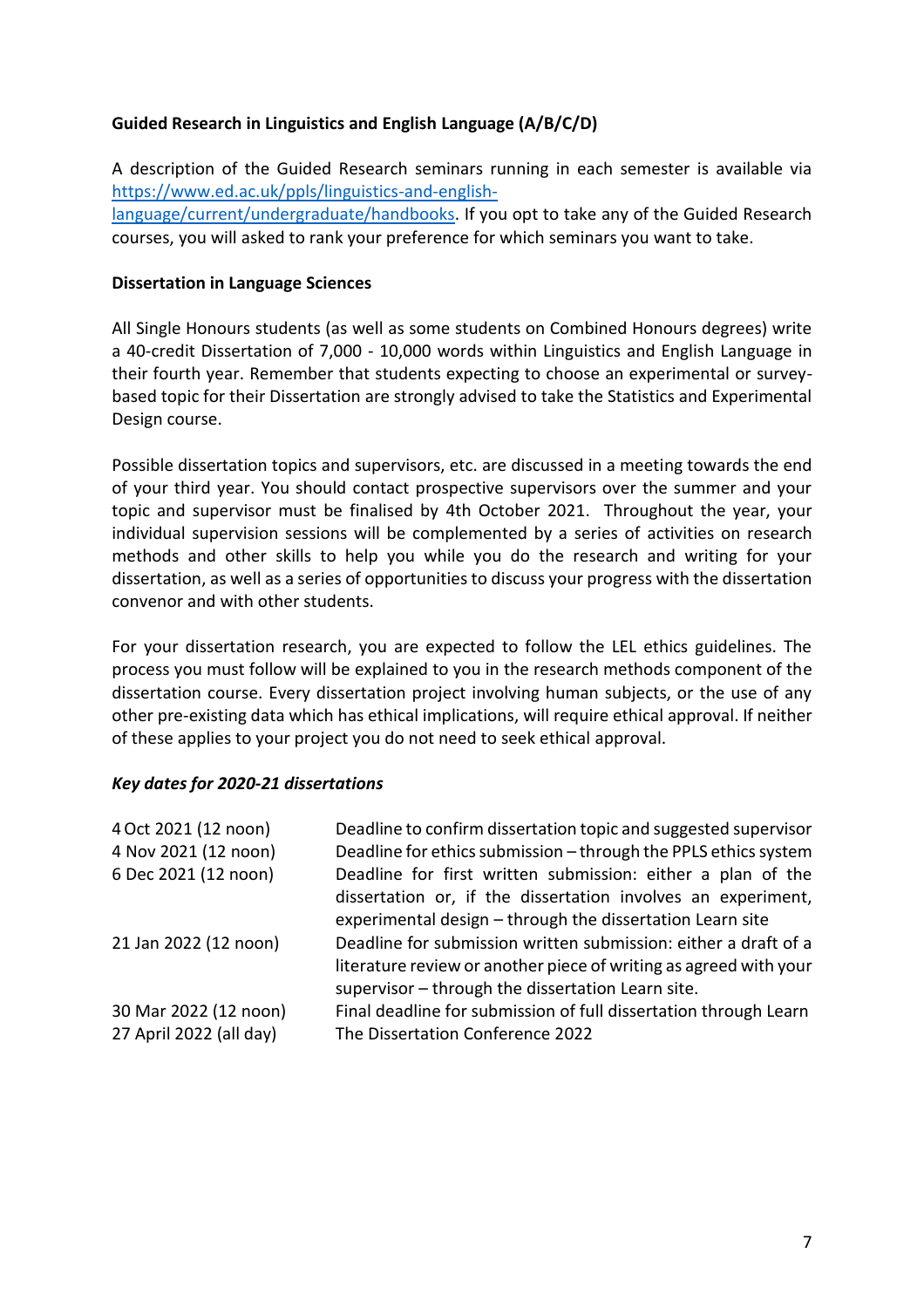**Guided Research in Linguistics and English Language (A/B/C/D)**

A description of the Guided Research seminars running in each semester is available via [https://www.ed.ac.uk/ppls/linguistics-and-english-language/current/undergraduate/handbooks](https://www.ed.ac.uk/ppls/linguistics-and-english-language/current/undergraduate/handbooks). If you opt to take any of the Guided Research courses, you will asked to rank your preference for which seminars you want to take.

**Dissertation in Language Sciences**

All Single Honours students (as well as some students on Combined Honours degrees) write a 40-credit Dissertation of 7,000 - 10,000 words within Linguistics and English Language in their fourth year. Remember that students expecting to choose an experimental or survey-based topic for their Dissertation are strongly advised to take the Statistics and Experimental Design course.

Possible dissertation topics and supervisors, etc. are discussed in a meeting towards the end of your third year. You should contact prospective supervisors over the summer and your topic and supervisor must be finalised by 4th October 2021. Throughout the year, your individual supervision sessions will be complemented by a series of activities on research methods and other skills to help you while you do the research and writing for your dissertation, as well as a series of opportunities to discuss your progress with the dissertation convenor and with other students.

For your dissertation research, you are expected to follow the LEL ethics guidelines. The process you must follow will be explained to you in the research methods component of the dissertation course. Every dissertation project involving human subjects, or the use of any other pre-existing data which has ethical implications, will require ethical approval. If neither of these applies to your project you do not need to seek ethical approval.

***Key dates for 2020-21 dissertations***

| | |
|---|---|
| 4 Oct 2021 (12 noon) | Deadline to confirm dissertation topic and suggested supervisor |
| 4 Nov 2021 (12 noon) | Deadline for ethics submission – through the PPLS ethics system |
| 6 Dec 2021 (12 noon) | Deadline for first written submission: either a plan of the dissertation or, if the dissertation involves an experiment, experimental design – through the dissertation Learn site |
| 21 Jan 2022 (12 noon) | Deadline for submission written submission: either a draft of a literature review or another piece of writing as agreed with your supervisor – through the dissertation Learn site. |
| 30 Mar 2022 (12 noon) | Final deadline for submission of full dissertation through Learn |
| 27 April 2022 (all day) | The Dissertation Conference 2022 |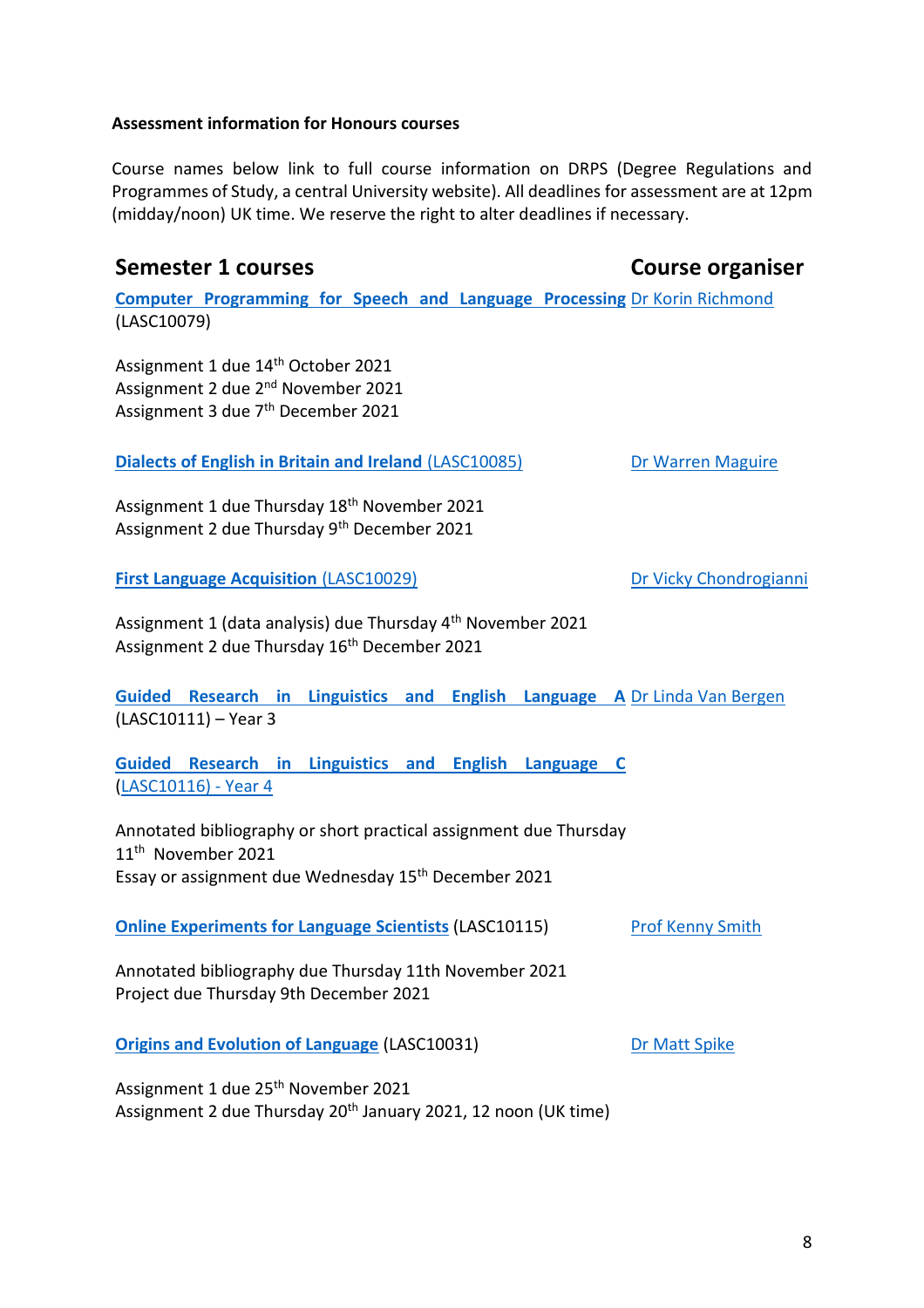**Assessment information for Honours courses**

Course names below link to full course information on DRPS (Degree Regulations and Programmes of Study, a central University website). All deadlines for assessment are at 12pm (midday/noon) UK time. We reserve the right to alter deadlines if necessary.

## Semester 1 courses — Course organiser

**Computer Programming for Speech and Language Processing** (LASC10079) — Dr Korin Richmond

Assignment 1 due 14th October 2021
Assignment 2 due 2nd November 2021
Assignment 3 due 7th December 2021

**Dialects of English in Britain and Ireland** (LASC10085) — Dr Warren Maguire

Assignment 1 due Thursday 18th November 2021
Assignment 2 due Thursday 9th December 2021

**First Language Acquisition** (LASC10029) — Dr Vicky Chondrogianni

Assignment 1 (data analysis) due Thursday 4th November 2021
Assignment 2 due Thursday 16th December 2021

**Guided Research in Linguistics and English Language A** (LASC10111) – Year 3 — Dr Linda Van Bergen

**Guided Research in Linguistics and English Language C** (LASC10116) - Year 4

Annotated bibliography or short practical assignment due Thursday 11th November 2021
Essay or assignment due Wednesday 15th December 2021

**Online Experiments for Language Scientists** (LASC10115) — Prof Kenny Smith

Annotated bibliography due Thursday 11th November 2021
Project due Thursday 9th December 2021

**Origins and Evolution of Language** (LASC10031) — Dr Matt Spike

Assignment 1 due 25th November 2021
Assignment 2 due Thursday 20th January 2021, 12 noon (UK time)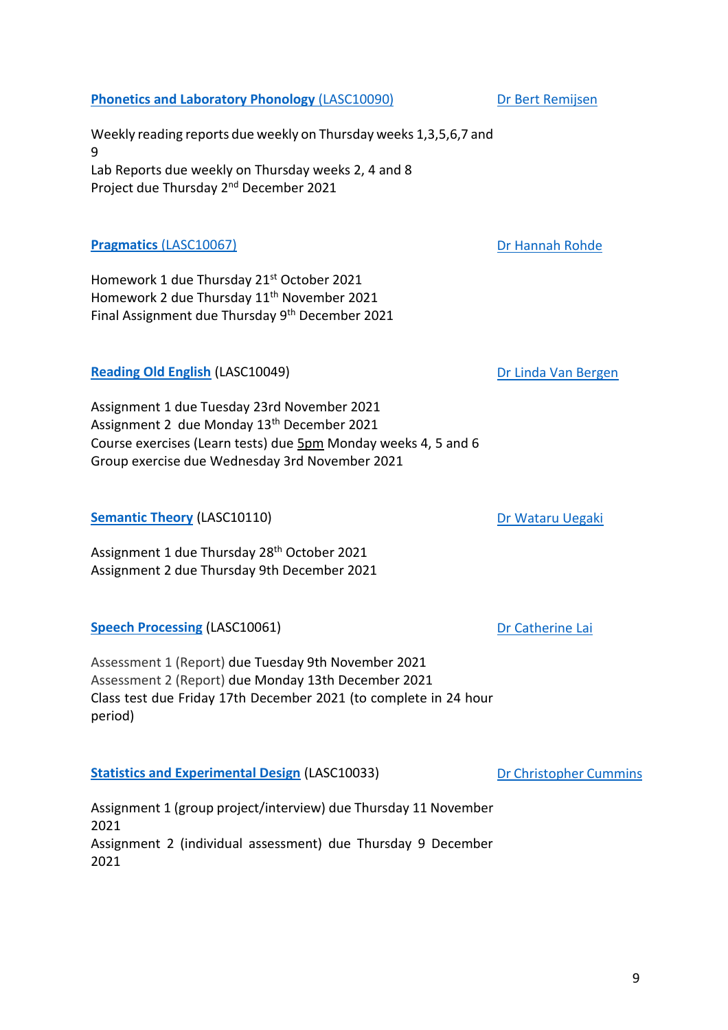**Phonetics and Laboratory Phonology** (LASC10090) — Dr Bert Remijsen

Weekly reading reports due weekly on Thursday weeks 1,3,5,6,7 and 9
Lab Reports due weekly on Thursday weeks 2, 4 and 8
Project due Thursday 2nd December 2021

**Pragmatics** (LASC10067) — Dr Hannah Rohde

Homework 1 due Thursday 21st October 2021
Homework 2 due Thursday 11th November 2021
Final Assignment due Thursday 9th December 2021

**Reading Old English** (LASC10049) — Dr Linda Van Bergen

Assignment 1 due Tuesday 23rd November 2021
Assignment 2 due Monday 13th December 2021
Course exercises (Learn tests) due 5pm Monday weeks 4, 5 and 6
Group exercise due Wednesday 3rd November 2021

**Semantic Theory** (LASC10110) — Dr Wataru Uegaki

Assignment 1 due Thursday 28th October 2021
Assignment 2 due Thursday 9th December 2021

**Speech Processing** (LASC10061) — Dr Catherine Lai

Assessment 1 (Report) due Tuesday 9th November 2021
Assessment 2 (Report) due Monday 13th December 2021
Class test due Friday 17th December 2021 (to complete in 24 hour period)

**Statistics and Experimental Design** (LASC10033) — Dr Christopher Cummins

Assignment 1 (group project/interview) due Thursday 11 November 2021
Assignment 2 (individual assessment) due Thursday 9 December 2021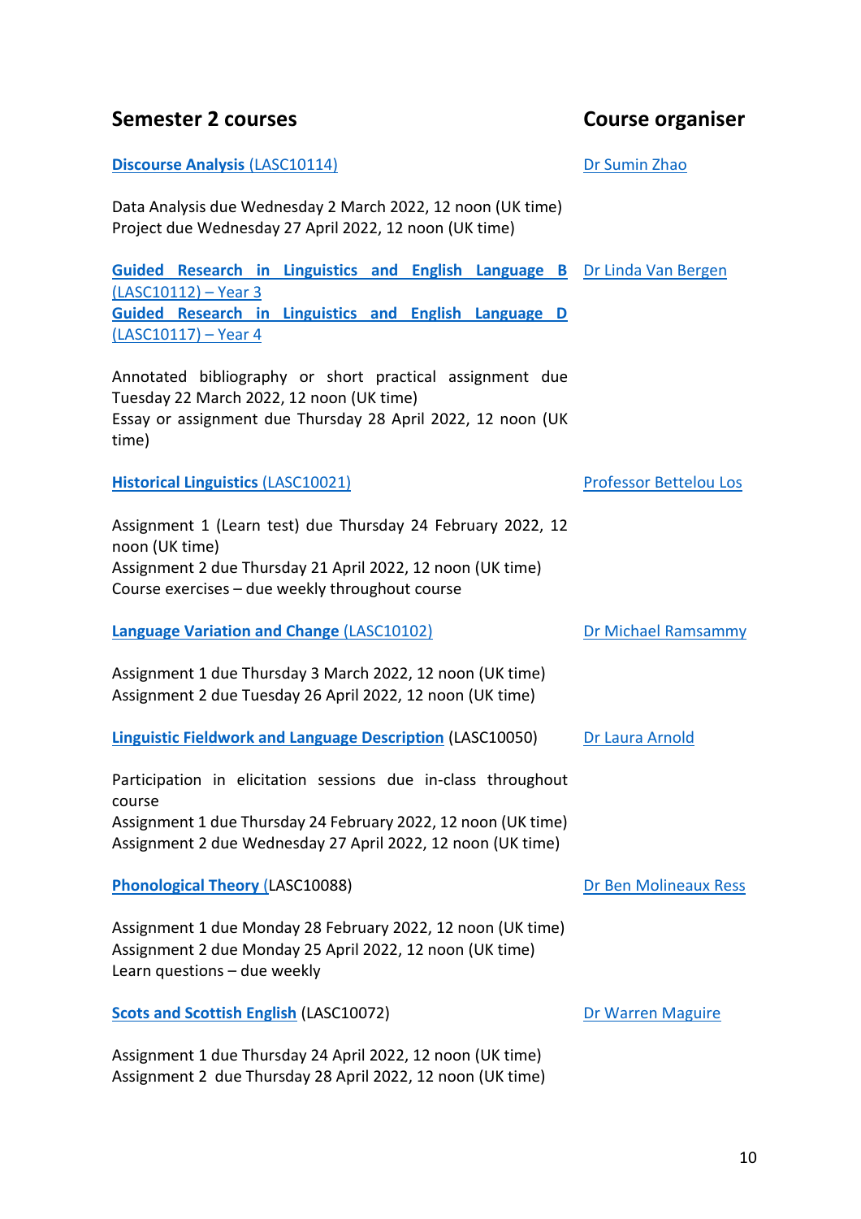## Semester 2 courses — Course organiser

**Discourse Analysis** (LASC10114) — Dr Sumin Zhao

Data Analysis due Wednesday 2 March 2022, 12 noon (UK time)
Project due Wednesday 27 April 2022, 12 noon (UK time)

**Guided Research in Linguistics and English Language B** (LASC10112) – Year 3
**Guided Research in Linguistics and English Language D** (LASC10117) – Year 4 — Dr Linda Van Bergen

Annotated bibliography or short practical assignment due Tuesday 22 March 2022, 12 noon (UK time)
Essay or assignment due Thursday 28 April 2022, 12 noon (UK time)

**Historical Linguistics** (LASC10021) — Professor Bettelou Los

Assignment 1 (Learn test) due Thursday 24 February 2022, 12 noon (UK time)
Assignment 2 due Thursday 21 April 2022, 12 noon (UK time)
Course exercises – due weekly throughout course

**Language Variation and Change** (LASC10102) — Dr Michael Ramsammy

Assignment 1 due Thursday 3 March 2022, 12 noon (UK time)
Assignment 2 due Tuesday 26 April 2022, 12 noon (UK time)

**Linguistic Fieldwork and Language Description** (LASC10050) — Dr Laura Arnold

Participation in elicitation sessions due in-class throughout course
Assignment 1 due Thursday 24 February 2022, 12 noon (UK time)
Assignment 2 due Wednesday 27 April 2022, 12 noon (UK time)

**Phonological Theory** (LASC10088) — Dr Ben Molineaux Ress

Assignment 1 due Monday 28 February 2022, 12 noon (UK time)
Assignment 2 due Monday 25 April 2022, 12 noon (UK time)
Learn questions – due weekly

**Scots and Scottish English** (LASC10072) — Dr Warren Maguire

Assignment 1 due Thursday 24 April 2022, 12 noon (UK time)
Assignment 2 due Thursday 28 April 2022, 12 noon (UK time)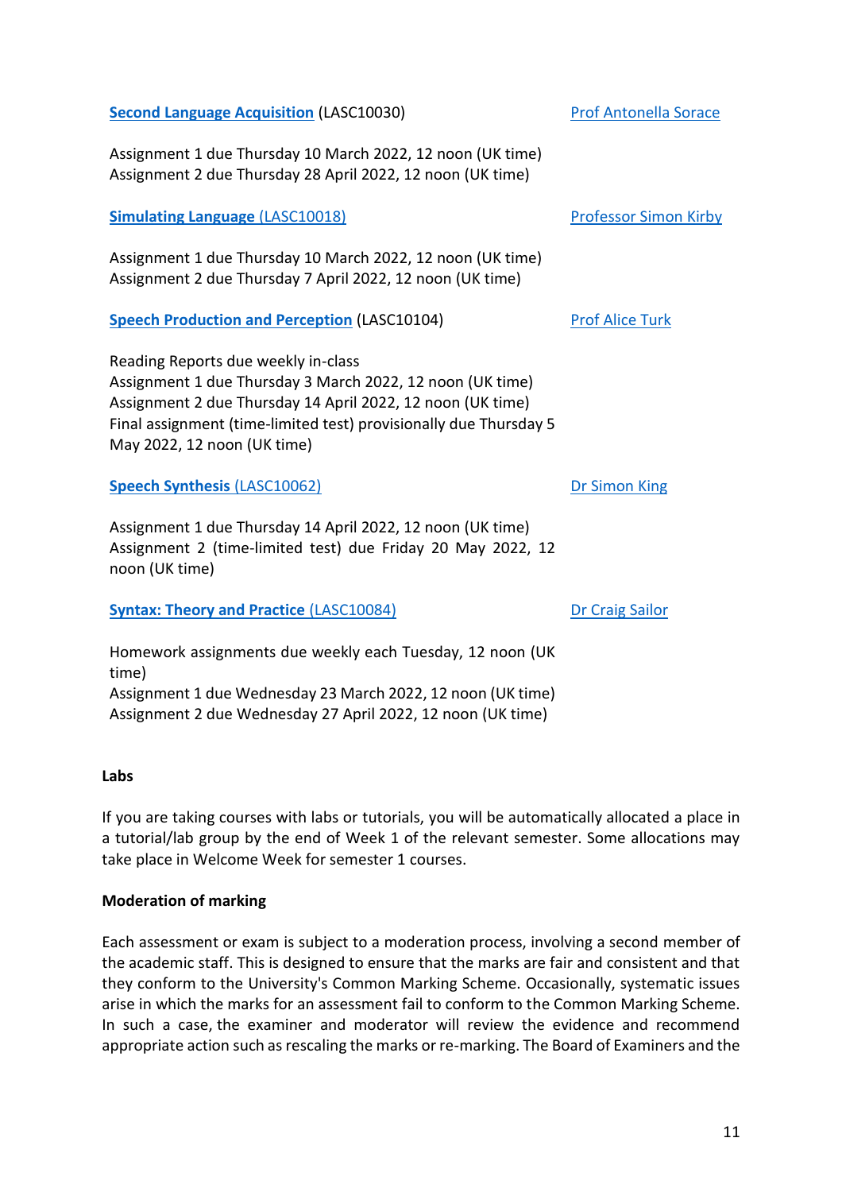**Second Language Acquisition** (LASC10030) — Prof Antonella Sorace

Assignment 1 due Thursday 10 March 2022, 12 noon (UK time)
Assignment 2 due Thursday 28 April 2022, 12 noon (UK time)

**Simulating Language** (LASC10018) — Professor Simon Kirby

Assignment 1 due Thursday 10 March 2022, 12 noon (UK time)
Assignment 2 due Thursday 7 April 2022, 12 noon (UK time)

**Speech Production and Perception** (LASC10104) — Prof Alice Turk

Reading Reports due weekly in-class
Assignment 1 due Thursday 3 March 2022, 12 noon (UK time)
Assignment 2 due Thursday 14 April 2022, 12 noon (UK time)
Final assignment (time-limited test) provisionally due Thursday 5 May 2022, 12 noon (UK time)

**Speech Synthesis** (LASC10062) — Dr Simon King

Assignment 1 due Thursday 14 April 2022, 12 noon (UK time)
Assignment 2 (time-limited test) due Friday 20 May 2022, 12 noon (UK time)

**Syntax: Theory and Practice** (LASC10084) — Dr Craig Sailor

Homework assignments due weekly each Tuesday, 12 noon (UK time)
Assignment 1 due Wednesday 23 March 2022, 12 noon (UK time)
Assignment 2 due Wednesday 27 April 2022, 12 noon (UK time)

**Labs**

If you are taking courses with labs or tutorials, you will be automatically allocated a place in a tutorial/lab group by the end of Week 1 of the relevant semester. Some allocations may take place in Welcome Week for semester 1 courses.

**Moderation of marking**

Each assessment or exam is subject to a moderation process, involving a second member of the academic staff. This is designed to ensure that the marks are fair and consistent and that they conform to the University's Common Marking Scheme. Occasionally, systematic issues arise in which the marks for an assessment fail to conform to the Common Marking Scheme. In such a case, the examiner and moderator will review the evidence and recommend appropriate action such as rescaling the marks or re-marking. The Board of Examiners and the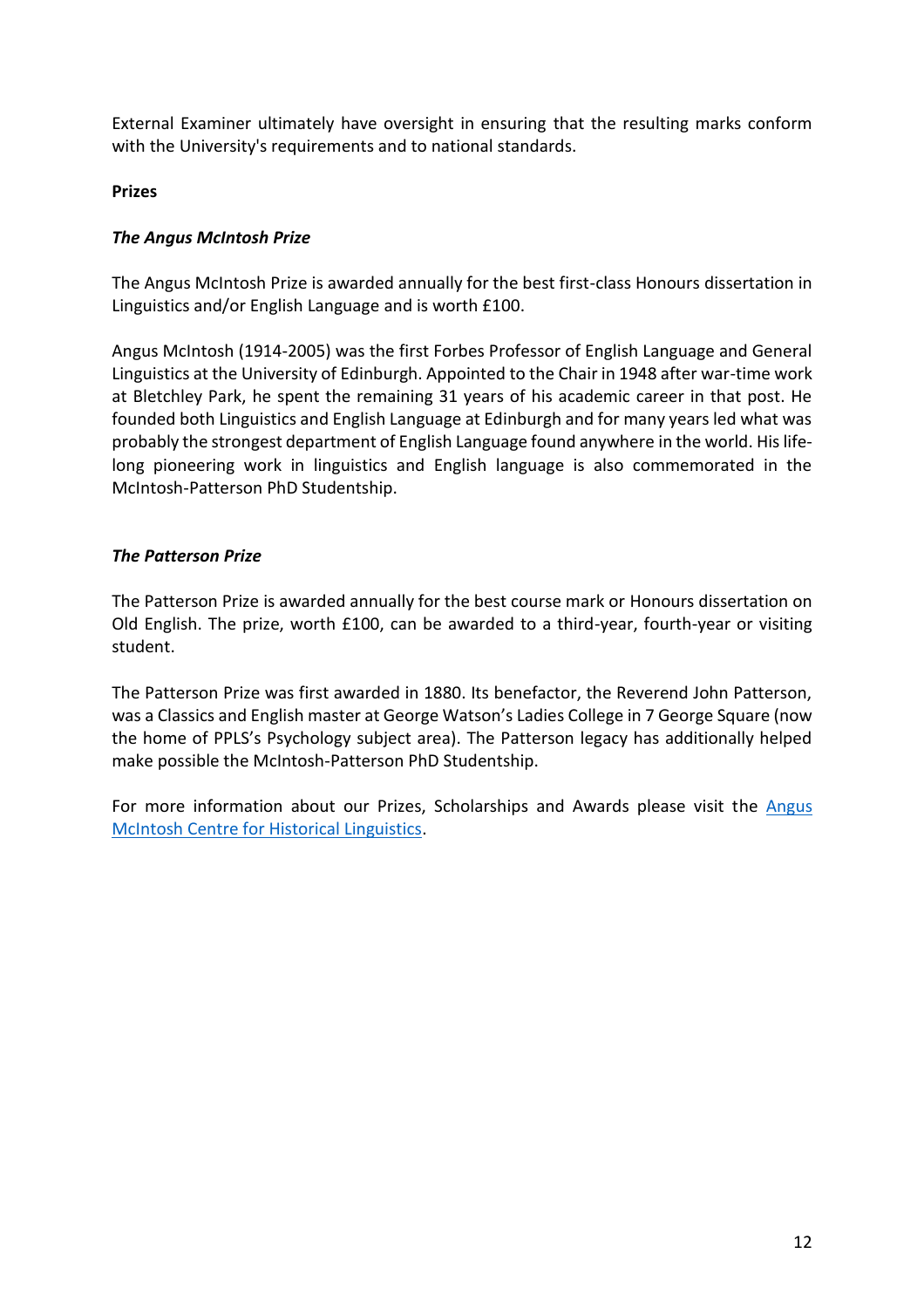External Examiner ultimately have oversight in ensuring that the resulting marks conform with the University's requirements and to national standards.

**Prizes**

***The Angus McIntosh Prize***

The Angus McIntosh Prize is awarded annually for the best first-class Honours dissertation in Linguistics and/or English Language and is worth £100.

Angus McIntosh (1914-2005) was the first Forbes Professor of English Language and General Linguistics at the University of Edinburgh. Appointed to the Chair in 1948 after war-time work at Bletchley Park, he spent the remaining 31 years of his academic career in that post. He founded both Linguistics and English Language at Edinburgh and for many years led what was probably the strongest department of English Language found anywhere in the world. His life-long pioneering work in linguistics and English language is also commemorated in the McIntosh-Patterson PhD Studentship.

***The Patterson Prize***

The Patterson Prize is awarded annually for the best course mark or Honours dissertation on Old English. The prize, worth £100, can be awarded to a third-year, fourth-year or visiting student.

The Patterson Prize was first awarded in 1880. Its benefactor, the Reverend John Patterson, was a Classics and English master at George Watson's Ladies College in 7 George Square (now the home of PPLS's Psychology subject area). The Patterson legacy has additionally helped make possible the McIntosh-Patterson PhD Studentship.

For more information about our Prizes, Scholarships and Awards please visit the [Angus McIntosh Centre for Historical Linguistics].